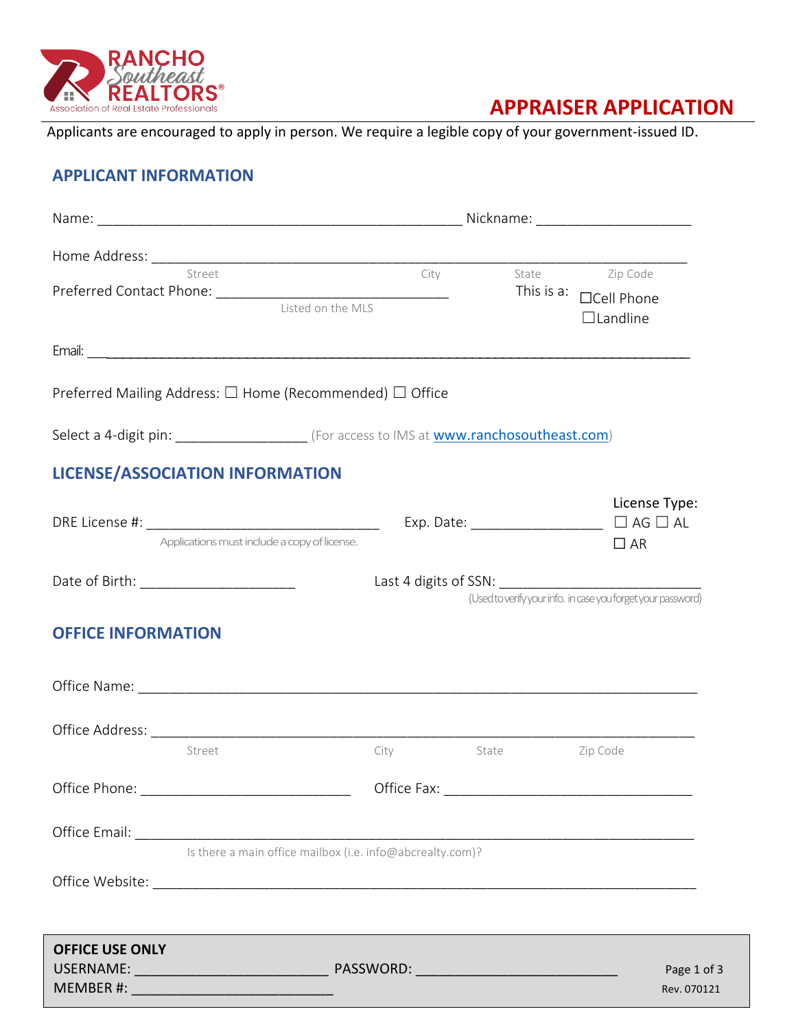RANCHO Southeast REALTORS®
Association of Real Estate Professionals

# APPRAISER APPLICATION

Applicants are encouraged to apply in person. We require a legible copy of your government-issued ID.

## APPLICANT INFORMATION

Name: _______________________________________________ Nickname: ____________________

Home Address: ______________________________________________________________________
Street City State Zip Code

Preferred Contact Phone: ______________________________ This is a: ☐Cell Phone ☐Landline
Listed on the MLS

Email: ____________________________________________________________________________

Preferred Mailing Address: ☐ Home (Recommended) ☐ Office

Select a 4-digit pin: _________________ (For access to IMS at www.ranchosoutheast.com)

## LICENSE/ASSOCIATION INFORMATION

DRE License #: ______________________________ Exp. Date: _________________ License Type: ☐ AG ☐ AL ☐ AR
Applications must include a copy of license.

Date of Birth: ____________________ Last 4 digits of SSN: __________________________
(Used to verify your info. in case you forget your password)

## OFFICE INFORMATION

Office Name: ______________________________________________________________________

Office Address: ____________________________________________________________________
Street City State Zip Code

Office Phone: ____________________________ Office Fax: _________________________________

Office Email: ______________________________________________________________________
Is there a main office mailbox (i.e. info@abcrealty.com)?

Office Website: ____________________________________________________________________

**OFFICE USE ONLY**
USERNAME: _________________________ PASSWORD: __________________________
MEMBER #: __________________________

Rev. 070121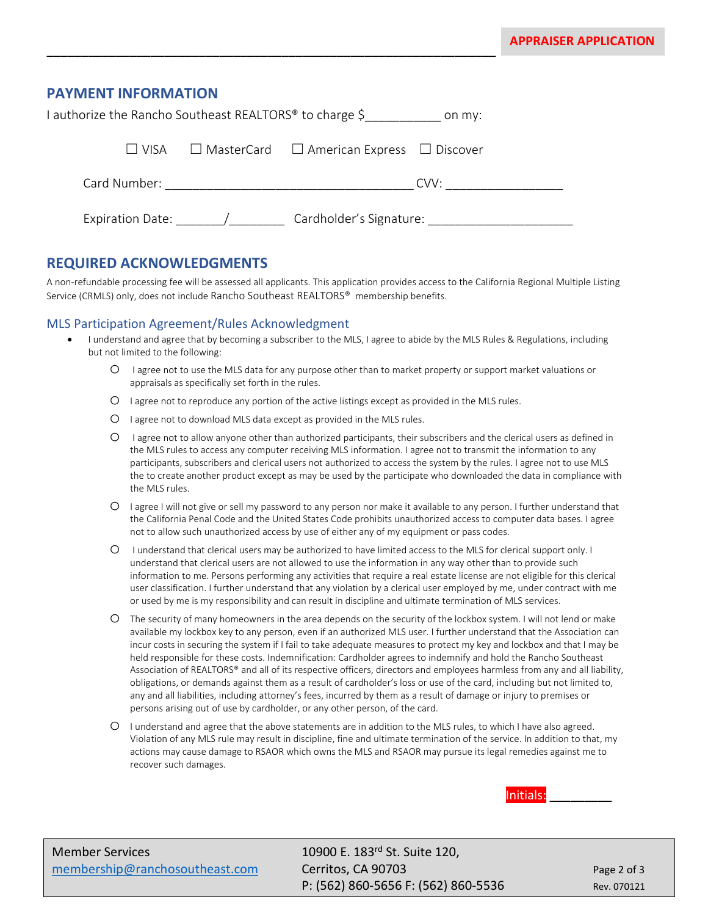## PAYMENT INFORMATION

I authorize the Rancho Southeast REALTORS® to charge $___________ on my:

☐ VISA ☐ MasterCard ☐ American Express ☐ Discover

Card Number: ____________________________________ CVV: _________________

Expiration Date: _______/________ Cardholder's Signature: _____________________

## REQUIRED ACKNOWLEDGMENTS

A non-refundable processing fee will be assessed all applicants. This application provides access to the California Regional Multiple Listing Service (CRMLS) only, does not include Rancho Southeast REALTORS® membership benefits.

### MLS Participation Agreement/Rules Acknowledgment

- I understand and agree that by becoming a subscriber to the MLS, I agree to abide by the MLS Rules & Regulations, including but not limited to the following:
  - I agree not to use the MLS data for any purpose other than to market property or support market valuations or appraisals as specifically set forth in the rules.
  - I agree not to reproduce any portion of the active listings except as provided in the MLS rules.
  - I agree not to download MLS data except as provided in the MLS rules.
  - I agree not to allow anyone other than authorized participants, their subscribers and the clerical users as defined in the MLS rules to access any computer receiving MLS information. I agree not to transmit the information to any participants, subscribers and clerical users not authorized to access the system by the rules. I agree not to use MLS the to create another product except as may be used by the participate who downloaded the data in compliance with the MLS rules.
  - I agree I will not give or sell my password to any person nor make it available to any person. I further understand that the California Penal Code and the United States Code prohibits unauthorized access to computer data bases. I agree not to allow such unauthorized access by use of either any of my equipment or pass codes.
  - I understand that clerical users may be authorized to have limited access to the MLS for clerical support only. I understand that clerical users are not allowed to use the information in any way other than to provide such information to me. Persons performing any activities that require a real estate license are not eligible for this clerical user classification. I further understand that any violation by a clerical user employed by me, under contract with me or used by me is my responsibility and can result in discipline and ultimate termination of MLS services.
  - The security of many homeowners in the area depends on the security of the lockbox system. I will not lend or make available my lockbox key to any person, even if an authorized MLS user. I further understand that the Association can incur costs in securing the system if I fail to take adequate measures to protect my key and lockbox and that I may be held responsible for these costs. Indemnification: Cardholder agrees to indemnify and hold the Rancho Southeast Association of REALTORS® and all of its respective officers, directors and employees harmless from any and all liability, obligations, or demands against them as a result of cardholder's loss or use of the card, including but not limited to, any and all liabilities, including attorney's fees, incurred by them as a result of damage or injury to premises or persons arising out of use by cardholder, or any other person, of the card.
  - I understand and agree that the above statements are in addition to the MLS rules, to which I have also agreed. Violation of any MLS rule may result in discipline, fine and ultimate termination of the service. In addition to that, my actions may cause damage to RSAOR which owns the MLS and RSAOR may pursue its legal remedies against me to recover such damages.

Initials: _________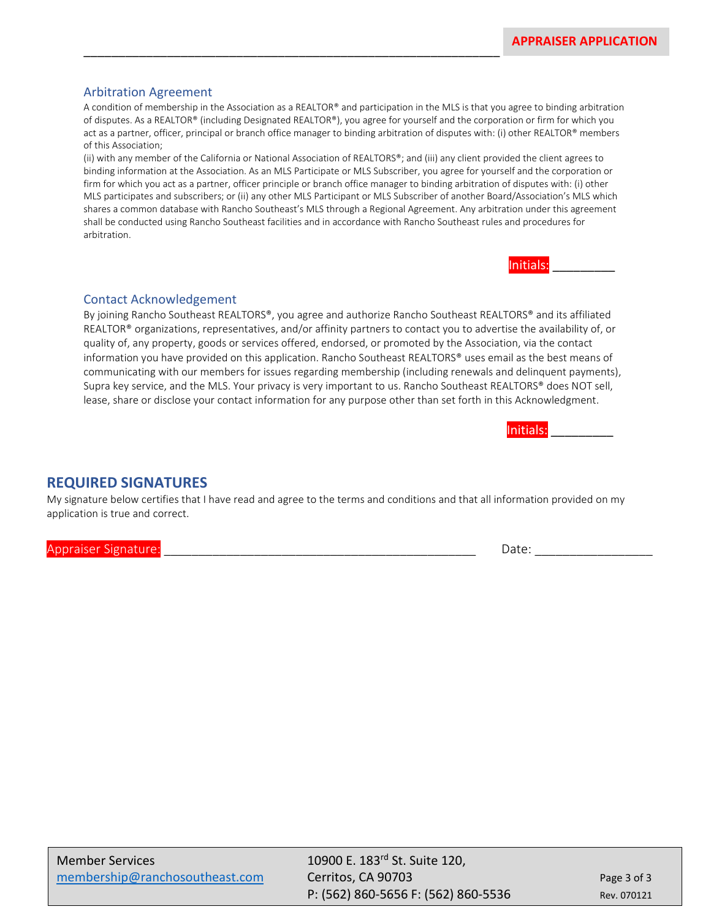## Arbitration Agreement

A condition of membership in the Association as a REALTOR® and participation in the MLS is that you agree to binding arbitration of disputes. As a REALTOR® (including Designated REALTOR®), you agree for yourself and the corporation or firm for which you act as a partner, officer, principal or branch office manager to binding arbitration of disputes with: (i) other REALTOR® members of this Association;
(ii) with any member of the California or National Association of REALTORS®; and (iii) any client provided the client agrees to binding information at the Association. As an MLS Participate or MLS Subscriber, you agree for yourself and the corporation or firm for which you act as a partner, officer principle or branch office manager to binding arbitration of disputes with: (i) other MLS participates and subscribers; or (ii) any other MLS Participant or MLS Subscriber of another Board/Association's MLS which shares a common database with Rancho Southeast's MLS through a Regional Agreement. Any arbitration under this agreement shall be conducted using Rancho Southeast facilities and in accordance with Rancho Southeast rules and procedures for arbitration.

Initials: _________

## Contact Acknowledgement

By joining Rancho Southeast REALTORS®, you agree and authorize Rancho Southeast REALTORS® and its affiliated REALTOR® organizations, representatives, and/or affinity partners to contact you to advertise the availability of, or quality of, any property, goods or services offered, endorsed, or promoted by the Association, via the contact information you have provided on this application. Rancho Southeast REALTORS® uses email as the best means of communicating with our members for issues regarding membership (including renewals and delinquent payments), Supra key service, and the MLS. Your privacy is very important to us. Rancho Southeast REALTORS® does NOT sell, lease, share or disclose your contact information for any purpose other than set forth in this Acknowledgment.

Initials: _________

## REQUIRED SIGNATURES

My signature below certifies that I have read and agree to the terms and conditions and that all information provided on my application is true and correct.

Appraiser Signature: _______________________________________________ Date: _________________

Member Services
membership@ranchosoutheast.com

10900 E. 183rd St. Suite 120,
Cerritos, CA 90703
P: (562) 860-5656 F: (562) 860-5536

Rev. 070121